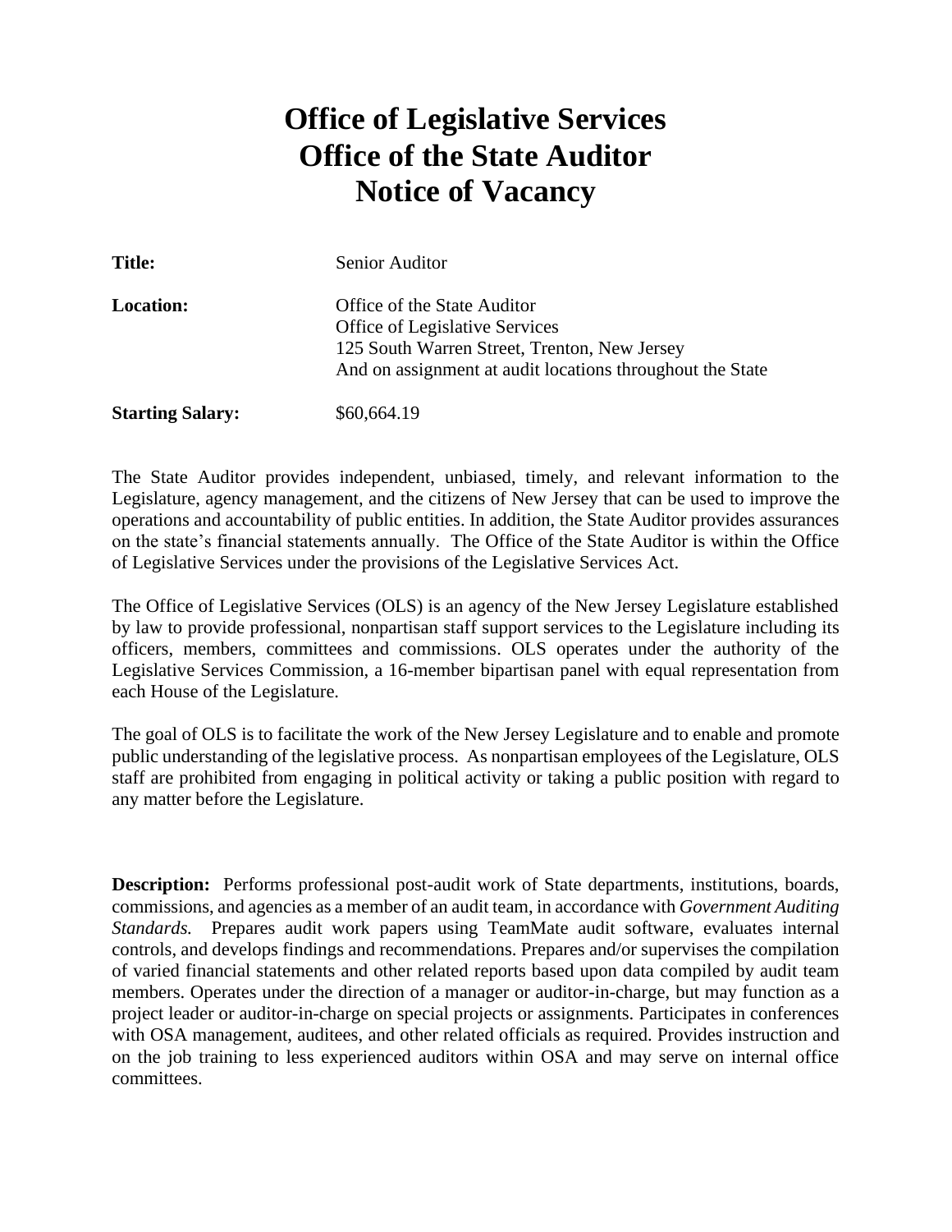# Office of Legislative Services
# Office of the State Auditor
# Notice of Vacancy

**Title:** Senior Auditor

**Location:** Office of the State Auditor
Office of Legislative Services
125 South Warren Street, Trenton, New Jersey
And on assignment at audit locations throughout the State

**Starting Salary:** $60,664.19

The State Auditor provides independent, unbiased, timely, and relevant information to the Legislature, agency management, and the citizens of New Jersey that can be used to improve the operations and accountability of public entities. In addition, the State Auditor provides assurances on the state's financial statements annually. The Office of the State Auditor is within the Office of Legislative Services under the provisions of the Legislative Services Act.

The Office of Legislative Services (OLS) is an agency of the New Jersey Legislature established by law to provide professional, nonpartisan staff support services to the Legislature including its officers, members, committees and commissions. OLS operates under the authority of the Legislative Services Commission, a 16-member bipartisan panel with equal representation from each House of the Legislature.

The goal of OLS is to facilitate the work of the New Jersey Legislature and to enable and promote public understanding of the legislative process. As nonpartisan employees of the Legislature, OLS staff are prohibited from engaging in political activity or taking a public position with regard to any matter before the Legislature.

**Description:** Performs professional post-audit work of State departments, institutions, boards, commissions, and agencies as a member of an audit team, in accordance with *Government Auditing Standards.* Prepares audit work papers using TeamMate audit software, evaluates internal controls, and develops findings and recommendations. Prepares and/or supervises the compilation of varied financial statements and other related reports based upon data compiled by audit team members. Operates under the direction of a manager or auditor-in-charge, but may function as a project leader or auditor-in-charge on special projects or assignments. Participates in conferences with OSA management, auditees, and other related officials as required. Provides instruction and on the job training to less experienced auditors within OSA and may serve on internal office committees.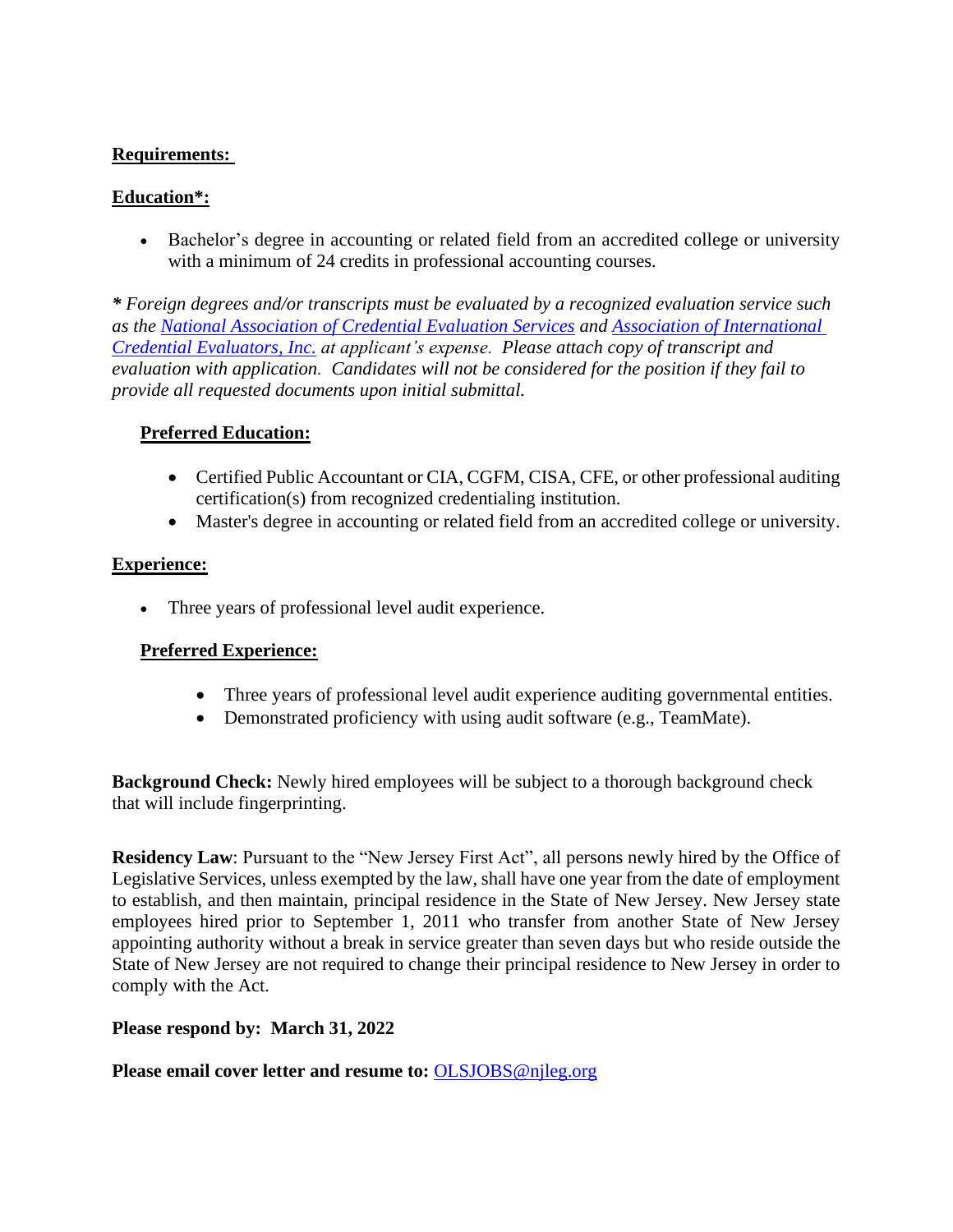**Requirements:**

**Education*:**

- Bachelor's degree in accounting or related field from an accredited college or university with a minimum of 24 credits in professional accounting courses.

***** *Foreign degrees and/or transcripts must be evaluated by a recognized evaluation service such as the [National Association of Credential Evaluation Services](#) and [Association of International Credential Evaluators, Inc.](#) at applicant's expense. Please attach copy of transcript and evaluation with application. Candidates will not be considered for the position if they fail to provide all requested documents upon initial submittal.*

**Preferred Education:**

- Certified Public Accountant or CIA, CGFM, CISA, CFE, or other professional auditing certification(s) from recognized credentialing institution.
- Master's degree in accounting or related field from an accredited college or university.

**Experience:**

- Three years of professional level audit experience.

**Preferred Experience:**

- Three years of professional level audit experience auditing governmental entities.
- Demonstrated proficiency with using audit software (e.g., TeamMate).

**Background Check:** Newly hired employees will be subject to a thorough background check that will include fingerprinting.

**Residency Law**: Pursuant to the "New Jersey First Act", all persons newly hired by the Office of Legislative Services, unless exempted by the law, shall have one year from the date of employment to establish, and then maintain, principal residence in the State of New Jersey. New Jersey state employees hired prior to September 1, 2011 who transfer from another State of New Jersey appointing authority without a break in service greater than seven days but who reside outside the State of New Jersey are not required to change their principal residence to New Jersey in order to comply with the Act.

**Please respond by: March 31, 2022**

**Please email cover letter and resume to:** [OLSJOBS@njleg.org](mailto:OLSJOBS@njleg.org)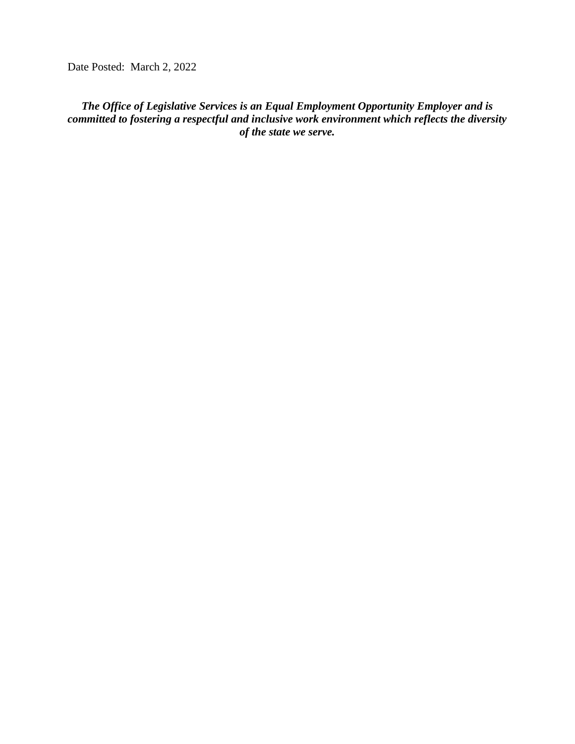Date Posted: March 2, 2022

***The Office of Legislative Services is an Equal Employment Opportunity Employer and is committed to fostering a respectful and inclusive work environment which reflects the diversity of the state we serve.***